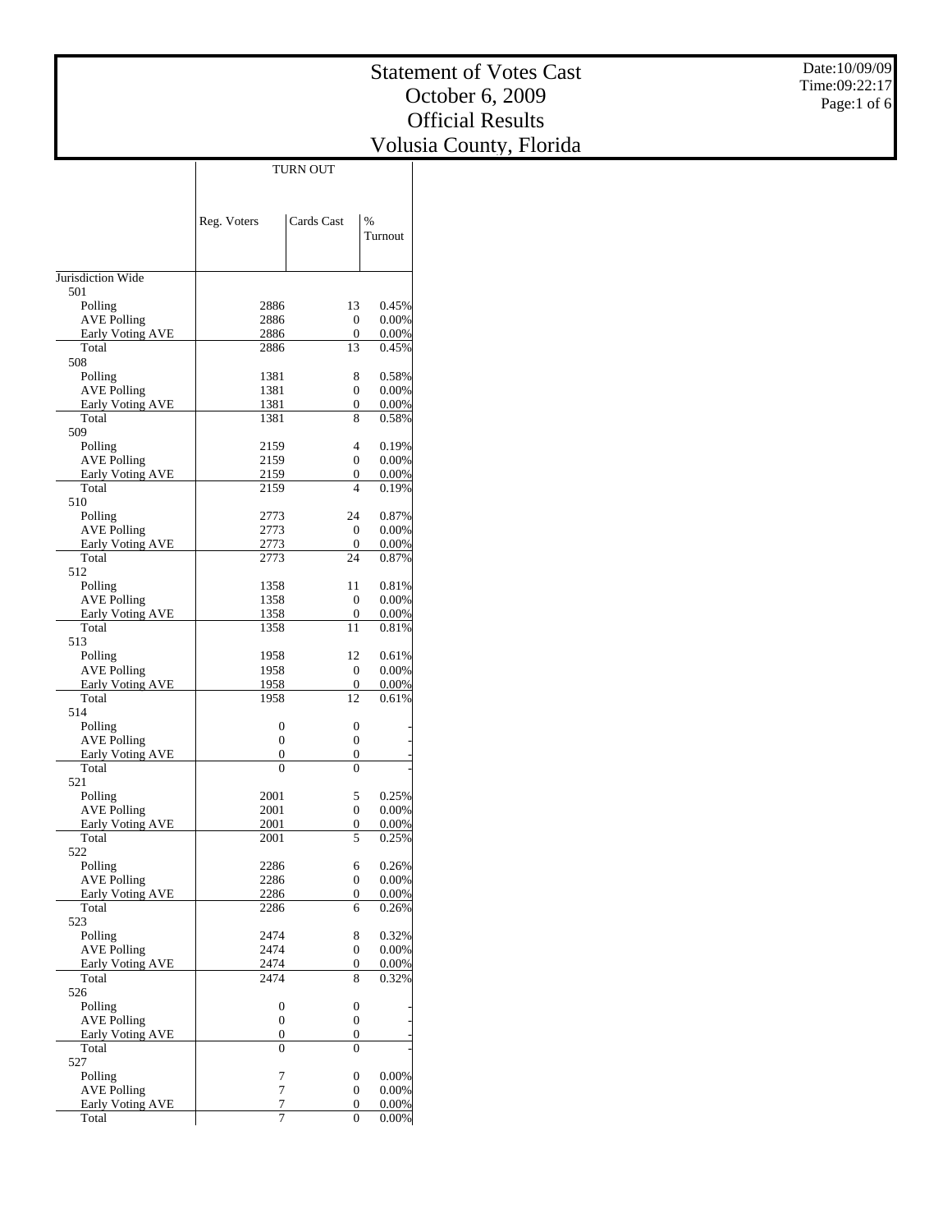# Statement of Votes Cast
# October 6, 2009
# Official Results
# Volusia County, Florida

Date:10/09/09
Time:09:22:17

| | TURN OUT | | |
|---|---|---|---|
| | Reg. Voters | Cards Cast | % Turnout |
| Jurisdiction Wide | | | |
| 501 | | | |
| Polling | 2886 | 13 | 0.45% |
| AVE Polling | 2886 | 0 | 0.00% |
| Early Voting AVE | 2886 | 0 | 0.00% |
| Total | 2886 | 13 | 0.45% |
| 508 | | | |
| Polling | 1381 | 8 | 0.58% |
| AVE Polling | 1381 | 0 | 0.00% |
| Early Voting AVE | 1381 | 0 | 0.00% |
| Total | 1381 | 8 | 0.58% |
| 509 | | | |
| Polling | 2159 | 4 | 0.19% |
| AVE Polling | 2159 | 0 | 0.00% |
| Early Voting AVE | 2159 | 0 | 0.00% |
| Total | 2159 | 4 | 0.19% |
| 510 | | | |
| Polling | 2773 | 24 | 0.87% |
| AVE Polling | 2773 | 0 | 0.00% |
| Early Voting AVE | 2773 | 0 | 0.00% |
| Total | 2773 | 24 | 0.87% |
| 512 | | | |
| Polling | 1358 | 11 | 0.81% |
| AVE Polling | 1358 | 0 | 0.00% |
| Early Voting AVE | 1358 | 0 | 0.00% |
| Total | 1358 | 11 | 0.81% |
| 513 | | | |
| Polling | 1958 | 12 | 0.61% |
| AVE Polling | 1958 | 0 | 0.00% |
| Early Voting AVE | 1958 | 0 | 0.00% |
| Total | 1958 | 12 | 0.61% |
| 514 | | | |
| Polling | 0 | 0 | - |
| AVE Polling | 0 | 0 | - |
| Early Voting AVE | 0 | 0 | - |
| Total | 0 | 0 | - |
| 521 | | | |
| Polling | 2001 | 5 | 0.25% |
| AVE Polling | 2001 | 0 | 0.00% |
| Early Voting AVE | 2001 | 0 | 0.00% |
| Total | 2001 | 5 | 0.25% |
| 522 | | | |
| Polling | 2286 | 6 | 0.26% |
| AVE Polling | 2286 | 0 | 0.00% |
| Early Voting AVE | 2286 | 0 | 0.00% |
| Total | 2286 | 6 | 0.26% |
| 523 | | | |
| Polling | 2474 | 8 | 0.32% |
| AVE Polling | 2474 | 0 | 0.00% |
| Early Voting AVE | 2474 | 0 | 0.00% |
| Total | 2474 | 8 | 0.32% |
| 526 | | | |
| Polling | 0 | 0 | - |
| AVE Polling | 0 | 0 | - |
| Early Voting AVE | 0 | 0 | - |
| Total | 0 | 0 | - |
| 527 | | | |
| Polling | 7 | 0 | 0.00% |
| AVE Polling | 7 | 0 | 0.00% |
| Early Voting AVE | 7 | 0 | 0.00% |
| Total | 7 | 0 | 0.00% |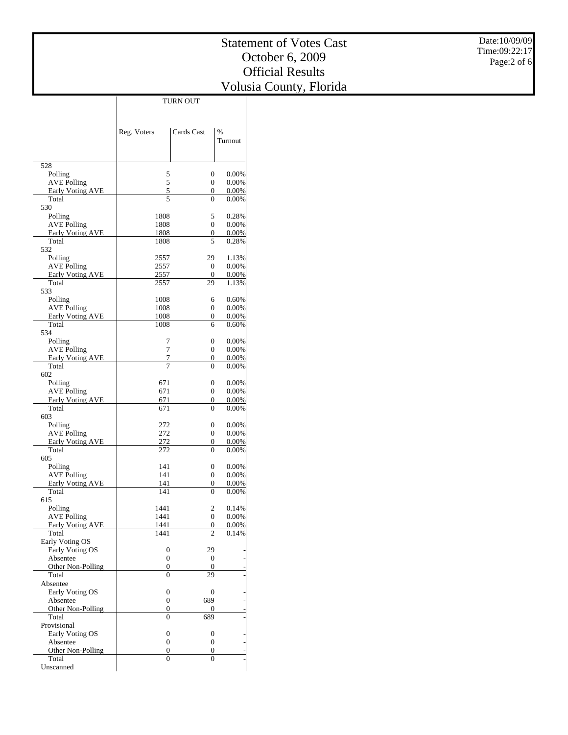# Statement of Votes Cast
## October 6, 2009
## Official Results
## Volusia County, Florida

Date:10/09/09
Time:09:22:17

| | TURN OUT | | |
|---|---|---|---|
| | Reg. Voters | Cards Cast | % Turnout |
| **528** | | | |
| Polling | 5 | 0 | 0.00% |
| AVE Polling | 5 | 0 | 0.00% |
| Early Voting AVE | 5 | 0 | 0.00% |
| Total | 5 | 0 | 0.00% |
| **530** | | | |
| Polling | 1808 | 5 | 0.28% |
| AVE Polling | 1808 | 0 | 0.00% |
| Early Voting AVE | 1808 | 0 | 0.00% |
| Total | 1808 | 5 | 0.28% |
| **532** | | | |
| Polling | 2557 | 29 | 1.13% |
| AVE Polling | 2557 | 0 | 0.00% |
| Early Voting AVE | 2557 | 0 | 0.00% |
| Total | 2557 | 29 | 1.13% |
| **533** | | | |
| Polling | 1008 | 6 | 0.60% |
| AVE Polling | 1008 | 0 | 0.00% |
| Early Voting AVE | 1008 | 0 | 0.00% |
| Total | 1008 | 6 | 0.60% |
| **534** | | | |
| Polling | 7 | 0 | 0.00% |
| AVE Polling | 7 | 0 | 0.00% |
| Early Voting AVE | 7 | 0 | 0.00% |
| Total | 7 | 0 | 0.00% |
| **602** | | | |
| Polling | 671 | 0 | 0.00% |
| AVE Polling | 671 | 0 | 0.00% |
| Early Voting AVE | 671 | 0 | 0.00% |
| Total | 671 | 0 | 0.00% |
| **603** | | | |
| Polling | 272 | 0 | 0.00% |
| AVE Polling | 272 | 0 | 0.00% |
| Early Voting AVE | 272 | 0 | 0.00% |
| Total | 272 | 0 | 0.00% |
| **605** | | | |
| Polling | 141 | 0 | 0.00% |
| AVE Polling | 141 | 0 | 0.00% |
| Early Voting AVE | 141 | 0 | 0.00% |
| Total | 141 | 0 | 0.00% |
| **615** | | | |
| Polling | 1441 | 2 | 0.14% |
| AVE Polling | 1441 | 0 | 0.00% |
| Early Voting AVE | 1441 | 0 | 0.00% |
| Total | 1441 | 2 | 0.14% |
| **Early Voting OS** | | | |
| Early Voting OS | 0 | 29 | - |
| Absentee | 0 | 0 | - |
| Other Non-Polling | 0 | 0 | - |
| Total | 0 | 29 | - |
| **Absentee** | | | |
| Early Voting OS | 0 | 0 | - |
| Absentee | 0 | 689 | - |
| Other Non-Polling | 0 | 0 | - |
| Total | 0 | 689 | - |
| **Provisional** | | | |
| Early Voting OS | 0 | 0 | - |
| Absentee | 0 | 0 | - |
| Other Non-Polling | 0 | 0 | - |
| Total | 0 | 0 | - |
| **Unscanned** | | | |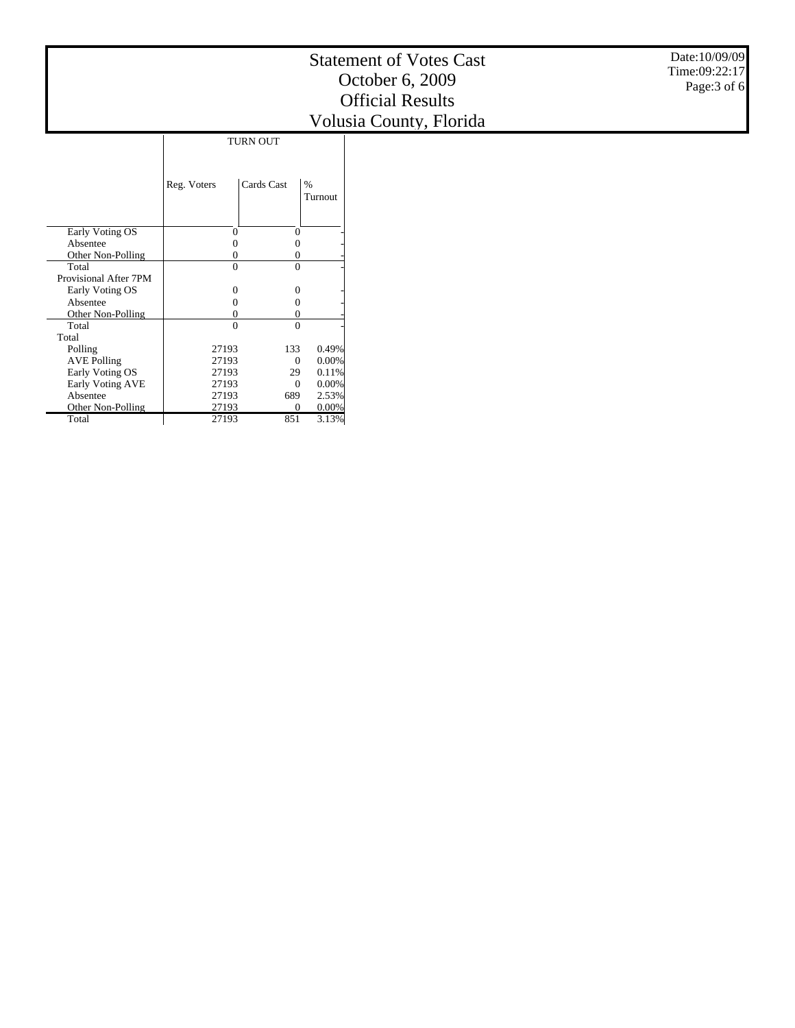# Statement of Votes Cast
# October 6, 2009
# Official Results
# Volusia County, Florida

Date:10/09/09
Time:09:22:17

| | TURN OUT | | |
|---|---|---|---|
| | Reg. Voters | Cards Cast | % Turnout |
| Early Voting OS | 0 | 0 | - |
| Absentee | 0 | 0 | - |
| Other Non-Polling | 0 | 0 | - |
| Total | 0 | 0 | - |
| Provisional After 7PM | | | |
| Early Voting OS | 0 | 0 | - |
| Absentee | 0 | 0 | - |
| Other Non-Polling | 0 | 0 | - |
| Total | 0 | 0 | - |
| Total | | | |
| Polling | 27193 | 133 | 0.49% |
| AVE Polling | 27193 | 0 | 0.00% |
| Early Voting OS | 27193 | 29 | 0.11% |
| Early Voting AVE | 27193 | 0 | 0.00% |
| Absentee | 27193 | 689 | 2.53% |
| Other Non-Polling | 27193 | 0 | 0.00% |
| Total | 27193 | 851 | 3.13% |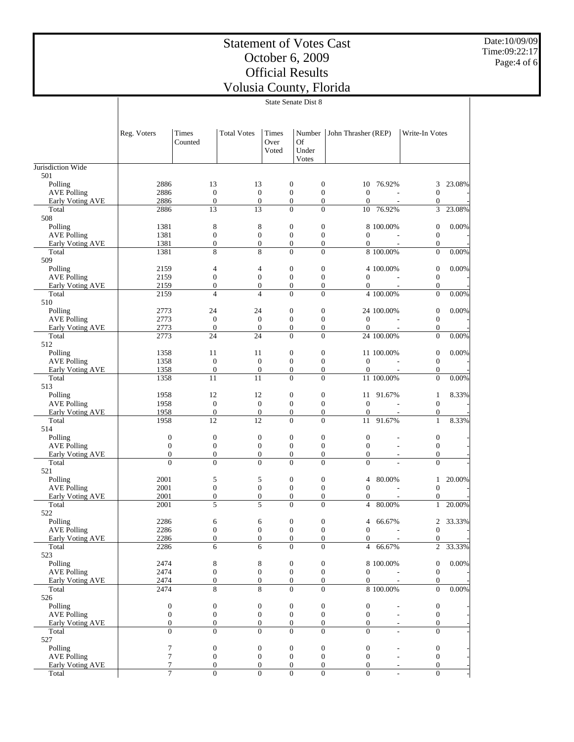# Statement of Votes Cast
# October 6, 2009
# Official Results
# Volusia County, Florida

Date:10/09/09
Time:09:22:17

State Senate Dist 8

| | Reg. Voters | Times Counted | Total Votes | Times Over Voted | Number Of Under Votes | John Thrasher (REP) | | Write-In Votes | |
|---|---|---|---|---|---|---|---|---|---|
| Jurisdiction Wide | | | | | | | | | |
| 501 | | | | | | | | | |
| Polling | 2886 | 13 | 13 | 0 | 0 | 10 | 76.92% | 3 | 23.08% |
| AVE Polling | 2886 | 0 | 0 | 0 | 0 | 0 | - | 0 | - |
| Early Voting AVE | 2886 | 0 | 0 | 0 | 0 | 0 | - | 0 | - |
| Total | 2886 | 13 | 13 | 0 | 0 | 10 | 76.92% | 3 | 23.08% |
| 508 | | | | | | | | | |
| Polling | 1381 | 8 | 8 | 0 | 0 | 8 | 100.00% | 0 | 0.00% |
| AVE Polling | 1381 | 0 | 0 | 0 | 0 | 0 | - | 0 | - |
| Early Voting AVE | 1381 | 0 | 0 | 0 | 0 | 0 | - | 0 | - |
| Total | 1381 | 8 | 8 | 0 | 0 | 8 | 100.00% | 0 | 0.00% |
| 509 | | | | | | | | | |
| Polling | 2159 | 4 | 4 | 0 | 0 | 4 | 100.00% | 0 | 0.00% |
| AVE Polling | 2159 | 0 | 0 | 0 | 0 | 0 | - | 0 | - |
| Early Voting AVE | 2159 | 0 | 0 | 0 | 0 | 0 | - | 0 | - |
| Total | 2159 | 4 | 4 | 0 | 0 | 4 | 100.00% | 0 | 0.00% |
| 510 | | | | | | | | | |
| Polling | 2773 | 24 | 24 | 0 | 0 | 24 | 100.00% | 0 | 0.00% |
| AVE Polling | 2773 | 0 | 0 | 0 | 0 | 0 | - | 0 | - |
| Early Voting AVE | 2773 | 0 | 0 | 0 | 0 | 0 | - | 0 | - |
| Total | 2773 | 24 | 24 | 0 | 0 | 24 | 100.00% | 0 | 0.00% |
| 512 | | | | | | | | | |
| Polling | 1358 | 11 | 11 | 0 | 0 | 11 | 100.00% | 0 | 0.00% |
| AVE Polling | 1358 | 0 | 0 | 0 | 0 | 0 | - | 0 | - |
| Early Voting AVE | 1358 | 0 | 0 | 0 | 0 | 0 | - | 0 | - |
| Total | 1358 | 11 | 11 | 0 | 0 | 11 | 100.00% | 0 | 0.00% |
| 513 | | | | | | | | | |
| Polling | 1958 | 12 | 12 | 0 | 0 | 11 | 91.67% | 1 | 8.33% |
| AVE Polling | 1958 | 0 | 0 | 0 | 0 | 0 | - | 0 | - |
| Early Voting AVE | 1958 | 0 | 0 | 0 | 0 | 0 | - | 0 | - |
| Total | 1958 | 12 | 12 | 0 | 0 | 11 | 91.67% | 1 | 8.33% |
| 514 | | | | | | | | | |
| Polling | 0 | 0 | 0 | 0 | 0 | 0 | - | 0 | - |
| AVE Polling | 0 | 0 | 0 | 0 | 0 | 0 | - | 0 | - |
| Early Voting AVE | 0 | 0 | 0 | 0 | 0 | 0 | - | 0 | - |
| Total | 0 | 0 | 0 | 0 | 0 | 0 | - | 0 | - |
| 521 | | | | | | | | | |
| Polling | 2001 | 5 | 5 | 0 | 0 | 4 | 80.00% | 1 | 20.00% |
| AVE Polling | 2001 | 0 | 0 | 0 | 0 | 0 | - | 0 | - |
| Early Voting AVE | 2001 | 0 | 0 | 0 | 0 | 0 | - | 0 | - |
| Total | 2001 | 5 | 5 | 0 | 0 | 4 | 80.00% | 1 | 20.00% |
| 522 | | | | | | | | | |
| Polling | 2286 | 6 | 6 | 0 | 0 | 4 | 66.67% | 2 | 33.33% |
| AVE Polling | 2286 | 0 | 0 | 0 | 0 | 0 | - | 0 | - |
| Early Voting AVE | 2286 | 0 | 0 | 0 | 0 | 0 | - | 0 | - |
| Total | 2286 | 6 | 6 | 0 | 0 | 4 | 66.67% | 2 | 33.33% |
| 523 | | | | | | | | | |
| Polling | 2474 | 8 | 8 | 0 | 0 | 8 | 100.00% | 0 | 0.00% |
| AVE Polling | 2474 | 0 | 0 | 0 | 0 | 0 | - | 0 | - |
| Early Voting AVE | 2474 | 0 | 0 | 0 | 0 | 0 | - | 0 | - |
| Total | 2474 | 8 | 8 | 0 | 0 | 8 | 100.00% | 0 | 0.00% |
| 526 | | | | | | | | | |
| Polling | 0 | 0 | 0 | 0 | 0 | 0 | - | 0 | - |
| AVE Polling | 0 | 0 | 0 | 0 | 0 | 0 | - | 0 | - |
| Early Voting AVE | 0 | 0 | 0 | 0 | 0 | 0 | - | 0 | - |
| Total | 0 | 0 | 0 | 0 | 0 | 0 | - | 0 | - |
| 527 | | | | | | | | | |
| Polling | 7 | 0 | 0 | 0 | 0 | 0 | - | 0 | - |
| AVE Polling | 7 | 0 | 0 | 0 | 0 | 0 | - | 0 | - |
| Early Voting AVE | 7 | 0 | 0 | 0 | 0 | 0 | - | 0 | - |
| Total | 7 | 0 | 0 | 0 | 0 | 0 | - | 0 | - |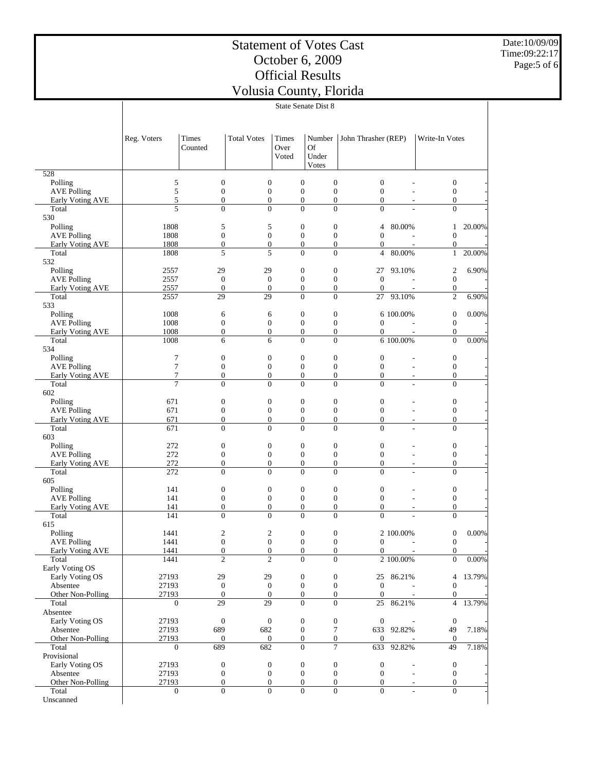# Statement of Votes Cast
# October 6, 2009
# Official Results
# Volusia County, Florida

Date:10/09/09
Time:09:22:17

State Senate Dist 8

| | Reg. Voters | Times Counted | Total Votes | Times Over Voted | Number Of Under Votes | John Thrasher (REP) | | Write-In Votes | |
|---|---|---|---|---|---|---|---|---|---|
| **528** | | | | | | | | | |
| Polling | 5 | 0 | 0 | 0 | 0 | 0 | - | 0 | - |
| AVE Polling | 5 | 0 | 0 | 0 | 0 | 0 | - | 0 | - |
| Early Voting AVE | 5 | 0 | 0 | 0 | 0 | 0 | - | 0 | - |
| Total | 5 | 0 | 0 | 0 | 0 | 0 | - | 0 | - |
| **530** | | | | | | | | | |
| Polling | 1808 | 5 | 5 | 0 | 0 | 4 | 80.00% | 1 | 20.00% |
| AVE Polling | 1808 | 0 | 0 | 0 | 0 | 0 | - | 0 | - |
| Early Voting AVE | 1808 | 0 | 0 | 0 | 0 | 0 | - | 0 | - |
| Total | 1808 | 5 | 5 | 0 | 0 | 4 | 80.00% | 1 | 20.00% |
| **532** | | | | | | | | | |
| Polling | 2557 | 29 | 29 | 0 | 0 | 27 | 93.10% | 2 | 6.90% |
| AVE Polling | 2557 | 0 | 0 | 0 | 0 | 0 | - | 0 | - |
| Early Voting AVE | 2557 | 0 | 0 | 0 | 0 | 0 | - | 0 | - |
| Total | 2557 | 29 | 29 | 0 | 0 | 27 | 93.10% | 2 | 6.90% |
| **533** | | | | | | | | | |
| Polling | 1008 | 6 | 6 | 0 | 0 | 6 | 100.00% | 0 | 0.00% |
| AVE Polling | 1008 | 0 | 0 | 0 | 0 | 0 | - | 0 | - |
| Early Voting AVE | 1008 | 0 | 0 | 0 | 0 | 0 | - | 0 | - |
| Total | 1008 | 6 | 6 | 0 | 0 | 6 | 100.00% | 0 | 0.00% |
| **534** | | | | | | | | | |
| Polling | 7 | 0 | 0 | 0 | 0 | 0 | - | 0 | - |
| AVE Polling | 7 | 0 | 0 | 0 | 0 | 0 | - | 0 | - |
| Early Voting AVE | 7 | 0 | 0 | 0 | 0 | 0 | - | 0 | - |
| Total | 7 | 0 | 0 | 0 | 0 | 0 | - | 0 | - |
| **602** | | | | | | | | | |
| Polling | 671 | 0 | 0 | 0 | 0 | 0 | - | 0 | - |
| AVE Polling | 671 | 0 | 0 | 0 | 0 | 0 | - | 0 | - |
| Early Voting AVE | 671 | 0 | 0 | 0 | 0 | 0 | - | 0 | - |
| Total | 671 | 0 | 0 | 0 | 0 | 0 | - | 0 | - |
| **603** | | | | | | | | | |
| Polling | 272 | 0 | 0 | 0 | 0 | 0 | - | 0 | - |
| AVE Polling | 272 | 0 | 0 | 0 | 0 | 0 | - | 0 | - |
| Early Voting AVE | 272 | 0 | 0 | 0 | 0 | 0 | - | 0 | - |
| Total | 272 | 0 | 0 | 0 | 0 | 0 | - | 0 | - |
| **605** | | | | | | | | | |
| Polling | 141 | 0 | 0 | 0 | 0 | 0 | - | 0 | - |
| AVE Polling | 141 | 0 | 0 | 0 | 0 | 0 | - | 0 | - |
| Early Voting AVE | 141 | 0 | 0 | 0 | 0 | 0 | - | 0 | - |
| Total | 141 | 0 | 0 | 0 | 0 | 0 | - | 0 | - |
| **615** | | | | | | | | | |
| Polling | 1441 | 2 | 2 | 0 | 0 | 2 | 100.00% | 0 | 0.00% |
| AVE Polling | 1441 | 0 | 0 | 0 | 0 | 0 | - | 0 | - |
| Early Voting AVE | 1441 | 0 | 0 | 0 | 0 | 0 | - | 0 | - |
| Total | 1441 | 2 | 2 | 0 | 0 | 2 | 100.00% | 0 | 0.00% |
| **Early Voting OS** | | | | | | | | | |
| Early Voting OS | 27193 | 29 | 29 | 0 | 0 | 25 | 86.21% | 4 | 13.79% |
| Absentee | 27193 | 0 | 0 | 0 | 0 | 0 | - | 0 | - |
| Other Non-Polling | 27193 | 0 | 0 | 0 | 0 | 0 | - | 0 | - |
| Total | 0 | 29 | 29 | 0 | 0 | 25 | 86.21% | 4 | 13.79% |
| **Absentee** | | | | | | | | | |
| Early Voting OS | 27193 | 0 | 0 | 0 | 0 | 0 | - | 0 | - |
| Absentee | 27193 | 689 | 682 | 0 | 7 | 633 | 92.82% | 49 | 7.18% |
| Other Non-Polling | 27193 | 0 | 0 | 0 | 0 | 0 | - | 0 | - |
| Total | 0 | 689 | 682 | 0 | 7 | 633 | 92.82% | 49 | 7.18% |
| **Provisional** | | | | | | | | | |
| Early Voting OS | 27193 | 0 | 0 | 0 | 0 | 0 | - | 0 | - |
| Absentee | 27193 | 0 | 0 | 0 | 0 | 0 | - | 0 | - |
| Other Non-Polling | 27193 | 0 | 0 | 0 | 0 | 0 | - | 0 | - |
| Total | 0 | 0 | 0 | 0 | 0 | 0 | - | 0 | - |
| **Unscanned** | | | | | | | | | |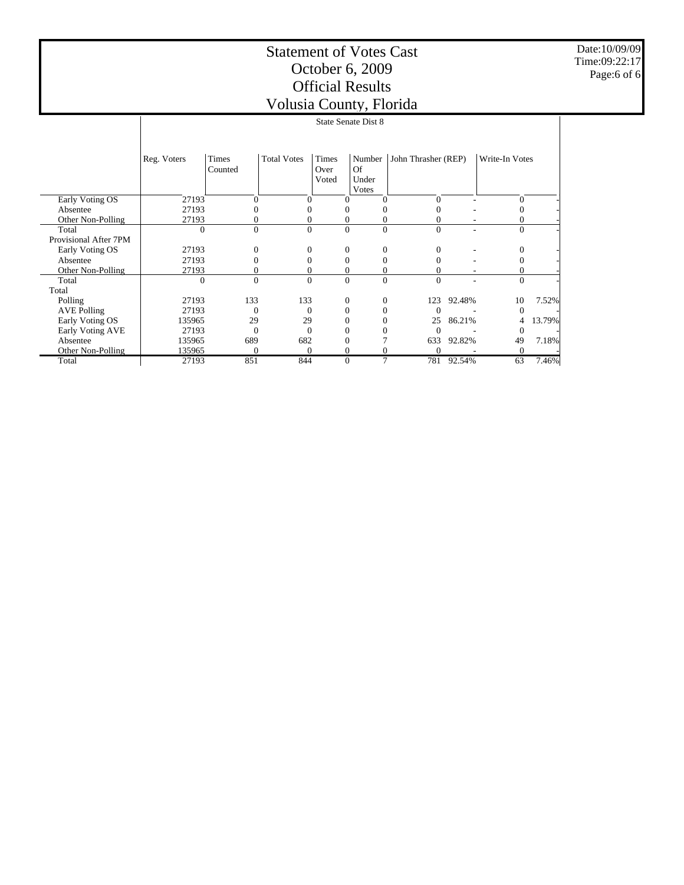# Statement of Votes Cast
# October 6, 2009
# Official Results
# Volusia County, Florida

Date:10/09/09
Time:09:22:17

State Senate Dist 8

| | Reg. Voters | Times Counted | Total Votes | Times Over Voted | Number Of Under Votes | John Thrasher (REP) | | Write-In Votes | |
|---|---|---|---|---|---|---|---|---|---|
| Early Voting OS | 27193 | 0 | 0 | 0 | 0 | 0 | - | 0 | - |
| Absentee | 27193 | 0 | 0 | 0 | 0 | 0 | - | 0 | - |
| Other Non-Polling | 27193 | 0 | 0 | 0 | 0 | 0 | - | 0 | - |
| Total | 0 | 0 | 0 | 0 | 0 | 0 | - | 0 | - |
| Provisional After 7PM | | | | | | | | | |
| Early Voting OS | 27193 | 0 | 0 | 0 | 0 | 0 | - | 0 | - |
| Absentee | 27193 | 0 | 0 | 0 | 0 | 0 | - | 0 | - |
| Other Non-Polling | 27193 | 0 | 0 | 0 | 0 | 0 | - | 0 | - |
| Total | 0 | 0 | 0 | 0 | 0 | 0 | - | 0 | - |
| Total | | | | | | | | | |
| Polling | 27193 | 133 | 133 | 0 | 0 | 123 | 92.48% | 10 | 7.52% |
| AVE Polling | 27193 | 0 | 0 | 0 | 0 | 0 | - | 0 | - |
| Early Voting OS | 135965 | 29 | 29 | 0 | 0 | 25 | 86.21% | 4 | 13.79% |
| Early Voting AVE | 27193 | 0 | 0 | 0 | 0 | 0 | - | 0 | - |
| Absentee | 135965 | 689 | 682 | 0 | 7 | 633 | 92.82% | 49 | 7.18% |
| Other Non-Polling | 135965 | 0 | 0 | 0 | 0 | 0 | - | 0 | - |
| Total | 27193 | 851 | 844 | 0 | 7 | 781 | 92.54% | 63 | 7.46% |